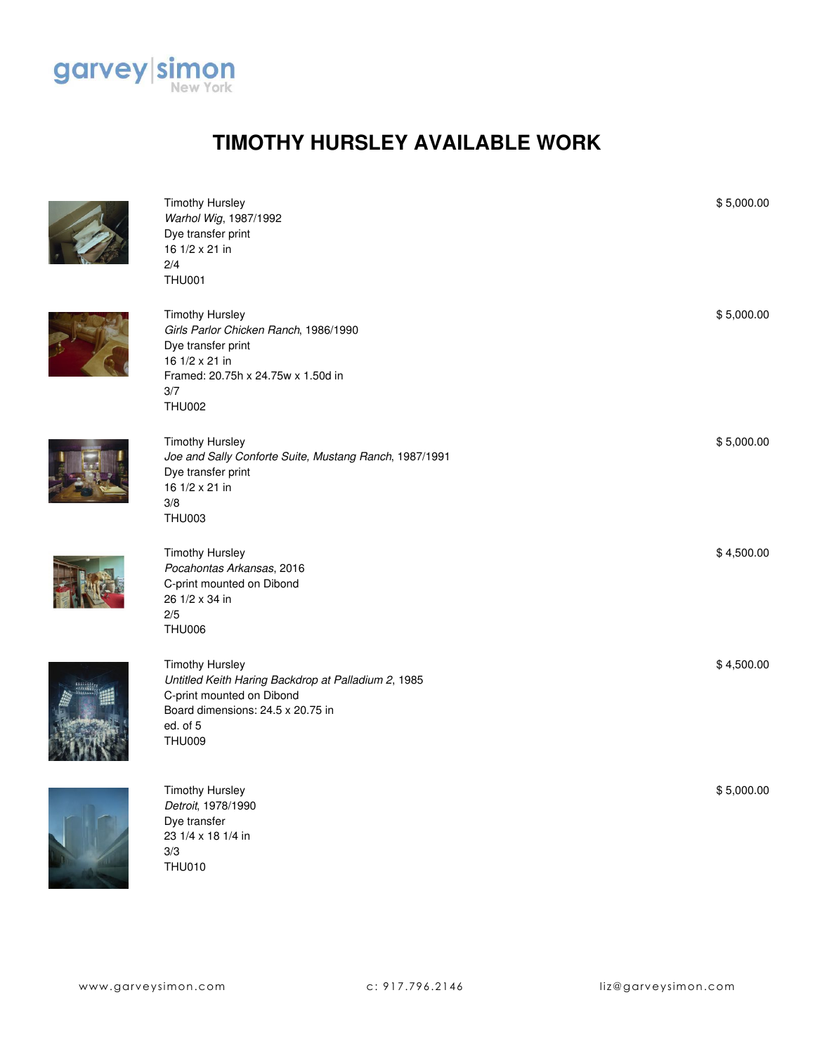garvey|simon New York

# TIMOTHY HURSLEY AVAILABLE WORK

Timothy Hursley
*Warhol Wig*, 1987/1992
Dye transfer print
16 1/2 x 21 in
2/4
THU001

$ 5,000.00

Timothy Hursley
*Girls Parlor Chicken Ranch*, 1986/1990
Dye transfer print
16 1/2 x 21 in
Framed: 20.75h x 24.75w x 1.50d in
3/7
THU002

$ 5,000.00

Timothy Hursley
*Joe and Sally Conforte Suite, Mustang Ranch*, 1987/1991
Dye transfer print
16 1/2 x 21 in
3/8
THU003

$ 5,000.00

Timothy Hursley
*Pocahontas Arkansas*, 2016
C-print mounted on Dibond
26 1/2 x 34 in
2/5
THU006

$ 4,500.00

Timothy Hursley
*Untitled Keith Haring Backdrop at Palladium 2*, 1985
C-print mounted on Dibond
Board dimensions: 24.5 x 20.75 in
ed. of 5
THU009

$ 4,500.00

Timothy Hursley
*Detroit*, 1978/1990
Dye transfer
23 1/4 x 18 1/4 in
3/3
THU010

$ 5,000.00

www.garveysimon.com c: 917.796.2146 liz@garveysimon.com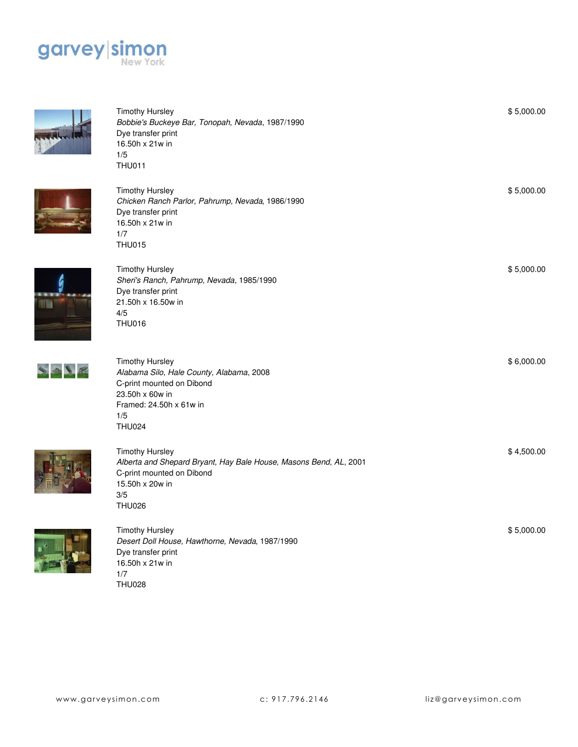Timothy Hursley
*Bobbie's Buckeye Bar, Tonopah, Nevada*, 1987/1990
Dye transfer print
16.50h x 21w in
1/5
THU011

$ 5,000.00

Timothy Hursley
*Chicken Ranch Parlor, Pahrump, Nevada*, 1986/1990
Dye transfer print
16.50h x 21w in
1/7
THU015

$ 5,000.00

Timothy Hursley
*Sheri's Ranch, Pahrump, Nevada*, 1985/1990
Dye transfer print
21.50h x 16.50w in
4/5
THU016

$ 5,000.00

Timothy Hursley
*Alabama Silo, Hale County, Alabama*, 2008
C-print mounted on Dibond
23.50h x 60w in
Framed: 24.50h x 61w in
1/5
THU024

$ 6,000.00

Timothy Hursley
*Alberta and Shepard Bryant, Hay Bale House, Masons Bend, AL*, 2001
C-print mounted on Dibond
15.50h x 20w in
3/5
THU026

$ 4,500.00

Timothy Hursley
*Desert Doll House, Hawthorne, Nevada*, 1987/1990
Dye transfer print
16.50h x 21w in
1/7
THU028

$ 5,000.00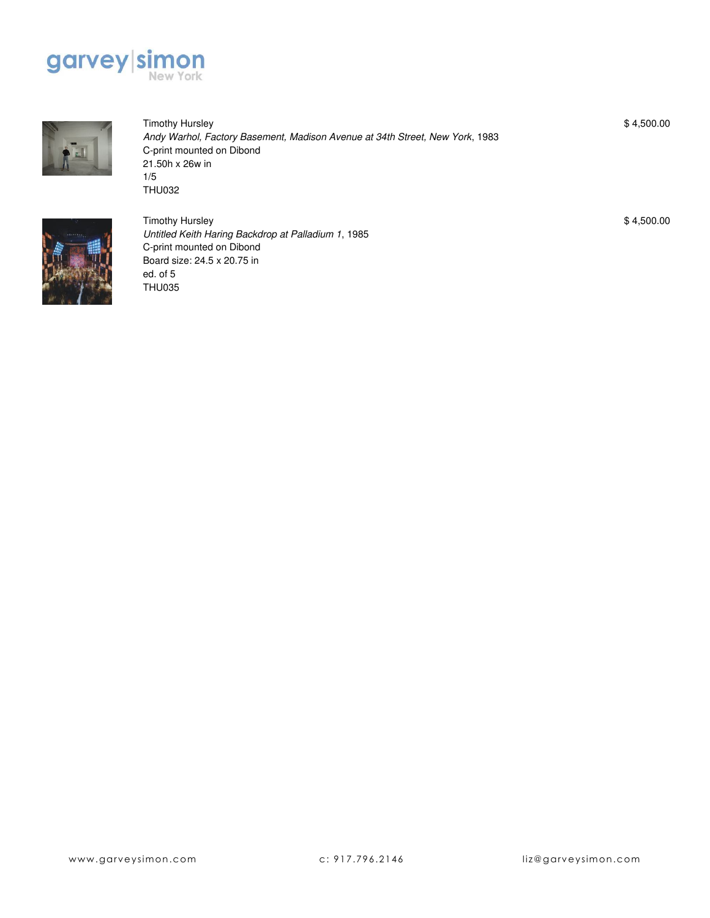garvey|simon New York

Timothy Hursley
*Andy Warhol, Factory Basement, Madison Avenue at 34th Street, New York*, 1983
C-print mounted on Dibond
21.50h x 26w in
1/5
THU032

$ 4,500.00

Timothy Hursley
*Untitled Keith Haring Backdrop at Palladium 1*, 1985
C-print mounted on Dibond
Board size: 24.5 x 20.75 in
ed. of 5
THU035

$ 4,500.00